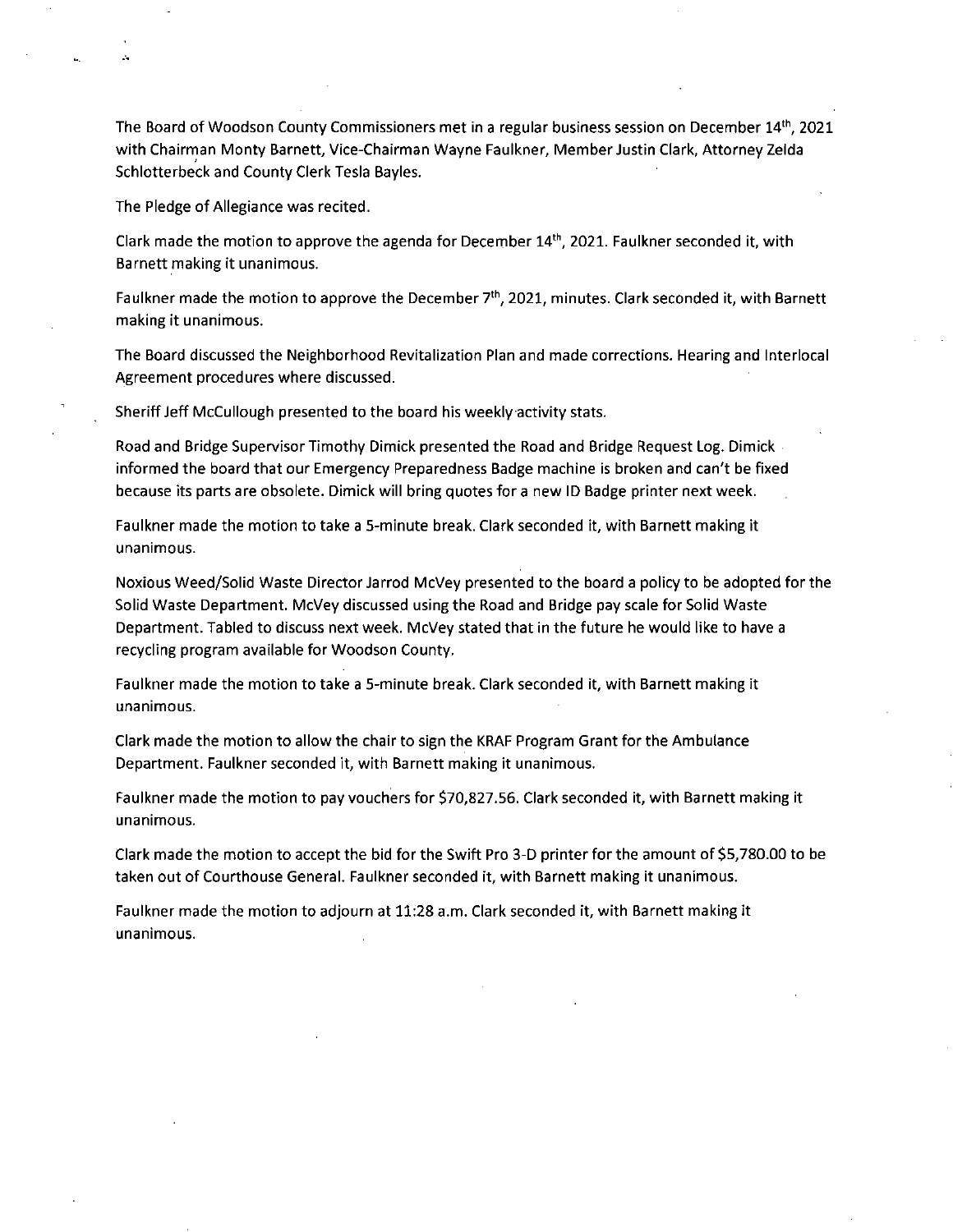The Board of Woodson County Commissioners met in a regular business session on December 14th, 2021 with Chairman Monty Barnett, Vice-Chairman Wayne Faulkner, Member Justin Clark, Attorney Zelda Schlotterbeck and County Clerk Tesla Bayles.

The Pledge of Allegiance was recited.

Clark made the motion to approve the agenda for December 14th, 2021. Faulkner seconded it, with Barnett making it unanimous.

Faulkner made the motion to approve the December 7th, 2021, minutes. Clark seconded it, with Barnett making it unanimous.

The Board discussed the Neighborhood Revitalization Plan and made corrections. Hearing and Interlocal Agreement procedures where discussed.

Sheriff Jeff McCullough presented to the board his weekly activity stats.

Road and Bridge Supervisor Timothy Dimick presented the Road and Bridge Request Log. Dimick informed the board that our Emergency Preparedness Badge machine is broken and can't be fixed because its parts are obsolete. Dimick will bring quotes for a new ID Badge printer next week.

Faulkner made the motion to take a 5-minute break. Clark seconded it, with Barnett making it unanimous.

Noxious Weed/Solid Waste Director Jarrod McVey presented to the board a policy to be adopted for the Solid Waste Department. McVey discussed using the Road and Bridge pay scale for Solid Waste Department. Tabled to discuss next week. McVey stated that in the future he would like to have a recycling program available for Woodson County.

Faulkner made the motion to take a 5-minute break. Clark seconded it, with Barnett making it unanimous.

Clark made the motion to allow the chair to sign the KRAF Program Grant for the Ambulance Department. Faulkner seconded it, with Barnett making it unanimous.

Faulkner made the motion to pay vouchers for $70,827.56. Clark seconded it, with Barnett making it unanimous.

Clark made the motion to accept the bid for the Swift Pro 3-D printer for the amount of $5,780.00 to be taken out of Courthouse General. Faulkner seconded it, with Barnett making it unanimous.

Faulkner made the motion to adjourn at 11:28 a.m. Clark seconded it, with Barnett making it unanimous.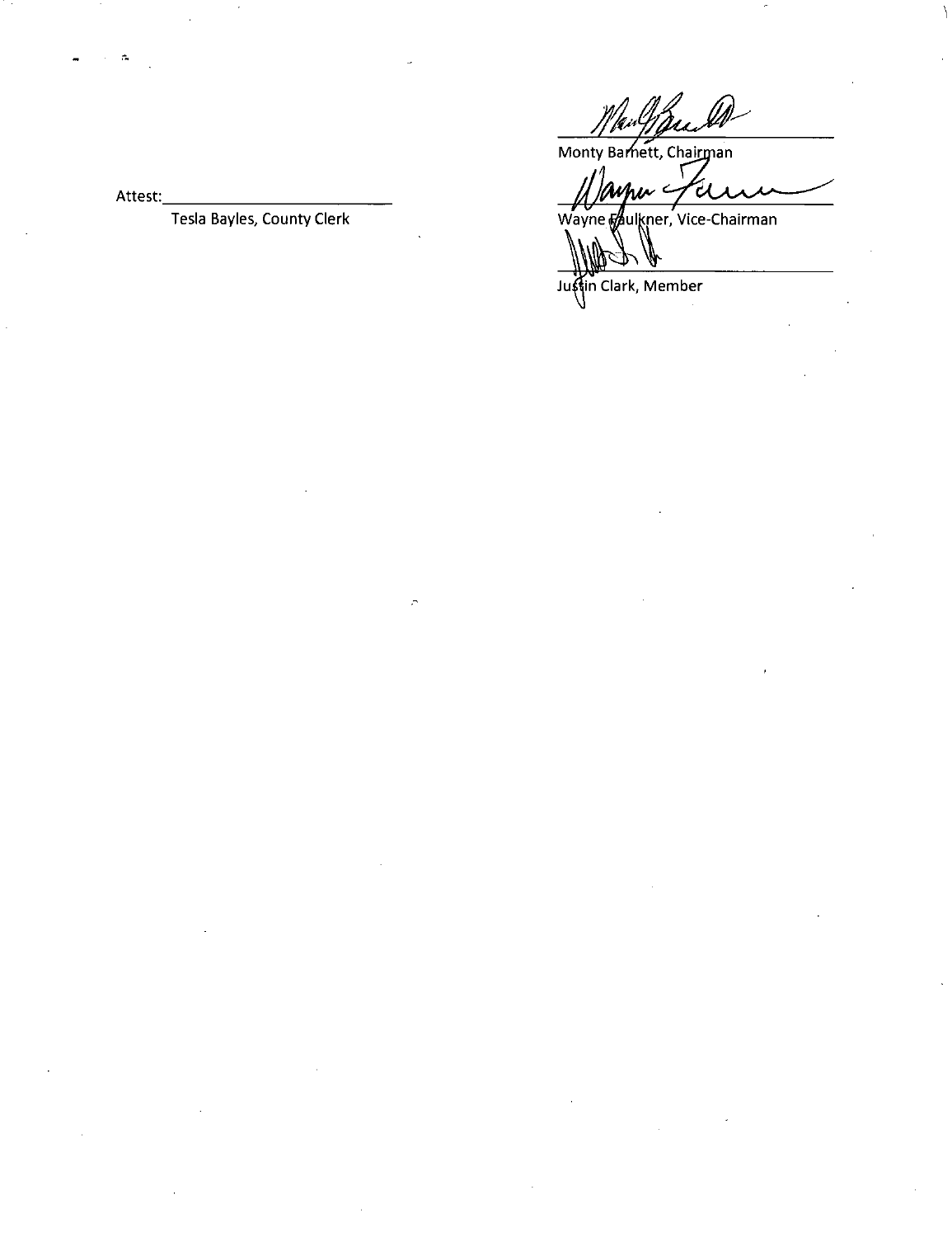Monty Barnett, Chairman

Wayne Faulkner, Vice-Chairman

Justin Clark, Member

Attest:\_\_\_\_\_\_\_\_\_\_\_\_\_\_\_\_\_\_\_\_\_\_\_\_\_\_\_\_

Tesla Bayles, County Clerk